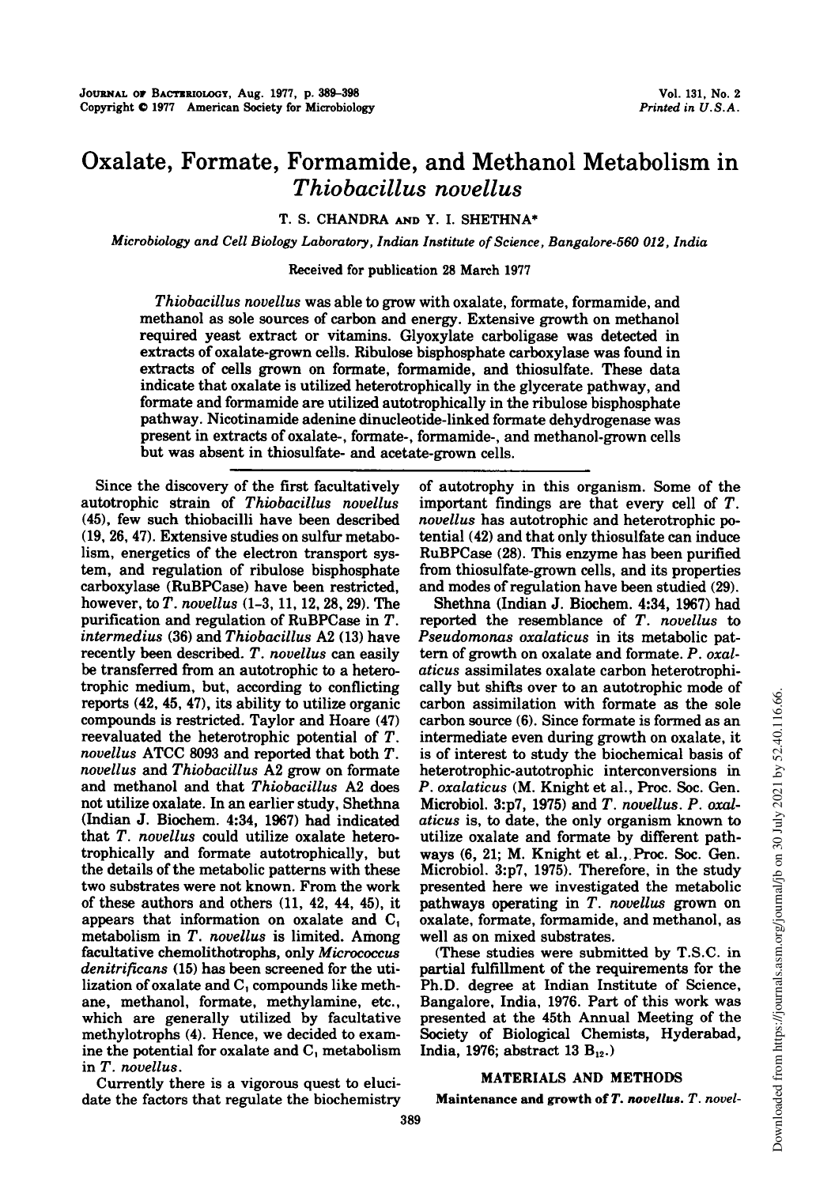# Oxalate, Formate, Formamide, and Methanol Metabolism in *Thiobacillus novellus*

T. S. CHANDRA AND Y. I. SHETHNA*

*Microbiology and Cell Biology Laboratory, Indian Institute of Science, Bangalore-560 012, India*

Received for publication 28 March 1977

*Thiobacillus novellus* was able to grow with oxalate, formate, formamide, and methanol as sole sources of carbon and energy. Extensive growth on methanol required yeast extract or vitamins. Glyoxylate carboligase was detected in extracts of oxalate-grown cells. Ribulose bisphosphate carboxylase was found in extracts of cells grown on formate, formamide, and thiosulfate. These data indicate that oxalate is utilized heterotrophically in the glycerate pathway, and formate and formamide are utilized autotrophically in the ribulose bisphosphate pathway. Nicotinamide adenine dinucleotide-linked formate dehydrogenase was present in extracts of oxalate-, formate-, formamide-, and methanol-grown cells but was absent in thiosulfate- and acetate-grown cells.

Since the discovery of the first facultatively autotrophic strain of *Thiobacillus novellus* (45), few such thiobacilli have been described (19, 26, 47). Extensive studies on sulfur metabolism, energetics of the electron transport system, and regulation of ribulose bisphosphate carboxylase (RuBPCase) have been restricted, however, to *T. novellus* (1-3, 11, 12, 28, 29). The purification and regulation of RuBPCase in *T. intermedius* (36) and *Thiobacillus* A2 (13) have recently been described. *T. novellus* can easily be transferred from an autotrophic to a heterotrophic medium, but, according to conflicting reports (42, 45, 47), its ability to utilize organic compounds is restricted. Taylor and Hoare (47) reevaluated the heterotrophic potential of *T. novellus* ATCC 8093 and reported that both *T. novellus* and *Thiobacillus* A2 grow on formate and methanol and that *Thiobacillus* A2 does not utilize oxalate. In an earlier study, Shethna (Indian J. Biochem. 4:34, 1967) had indicated that *T. novellus* could utilize oxalate heterotrophically and formate autotrophically, but the details of the metabolic patterns with these two substrates were not known. From the work of these authors and others (11, 42, 44, 45), it appears that information on oxalate and $C_1$ metabolism in *T. novellus* is limited. Among facultative chemolithotrophs, only *Micrococcus denitrificans* (15) has been screened for the utilization of oxalate and $C_1$ compounds like methane, methanol, formate, methylamine, etc., which are generally utilized by facultative methylotrophs (4). Hence, we decided to examine the potential for oxalate and $C_1$ metabolism in *T. novellus*.

Currently there is a vigorous quest to elucidate the factors that regulate the biochemistry of autotrophy in this organism. Some of the important findings are that every cell of *T. novellus* has autotrophic and heterotrophic potential (42) and that only thiosulfate can induce RuBPCase (28). This enzyme has been purified from thiosulfate-grown cells, and its properties and modes of regulation have been studied (29).

Shethna (Indian J. Biochem. 4:34, 1967) had reported the resemblance of *T. novellus* to *Pseudomonas oxalaticus* in its metabolic pattern of growth on oxalate and formate. *P. oxalaticus* assimilates oxalate carbon heterotrophically but shifts over to an autotrophic mode of carbon assimilation with formate as the sole carbon source (6). Since formate is formed as an intermediate even during growth on oxalate, it is of interest to study the biochemical basis of heterotrophic-autotrophic interconversions in *P. oxalaticus* (M. Knight et al., Proc. Soc. Gen. Microbiol. 3:p7, 1975) and *T. novellus*. *P. oxalaticus* is, to date, the only organism known to utilize oxalate and formate by different pathways (6, 21; M. Knight et al., Proc. Soc. Gen. Microbiol. 3:p7, 1975). Therefore, in the study presented here we investigated the metabolic pathways operating in *T. novellus* grown on oxalate, formate, formamide, and methanol, as well as on mixed substrates.

(These studies were submitted by T.S.C. in partial fulfillment of the requirements for the Ph.D. degree at Indian Institute of Science, Bangalore, India, 1976. Part of this work was presented at the 45th Annual Meeting of the Society of Biological Chemists, Hyderabad, India, 1976; abstract 13 $B_{12}$.)

## MATERIALS AND METHODS

**Maintenance and growth of *T. novellus*.** *T. novel-*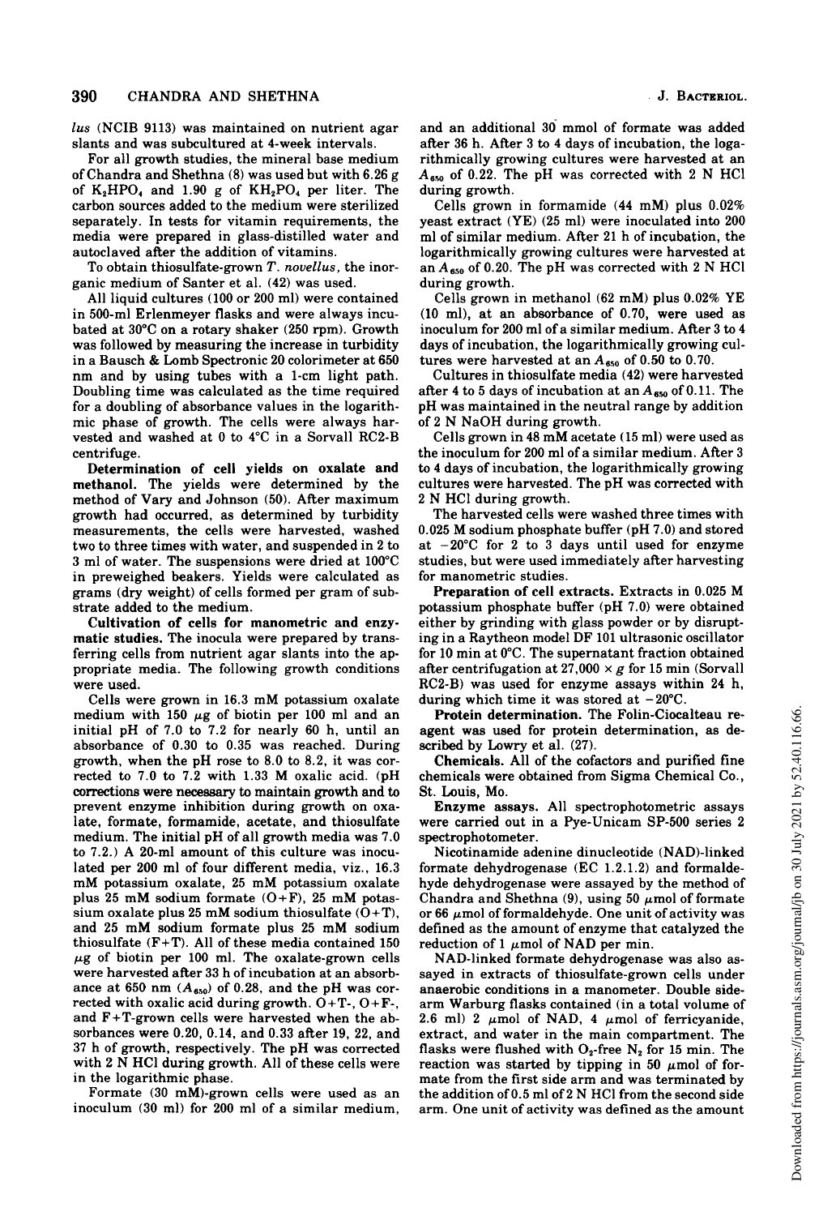*lus* (NCIB 9113) was maintained on nutrient agar slants and was subcultured at 4-week intervals.

For all growth studies, the mineral base medium of Chandra and Shethna (8) was used but with 6.26 g of $K_2HPO_4$ and 1.90 g of $KH_2PO_4$ per liter. The carbon sources added to the medium were sterilized separately. In tests for vitamin requirements, the media were prepared in glass-distilled water and autoclaved after the addition of vitamins.

To obtain thiosulfate-grown *T. novellus*, the inorganic medium of Santer et al. (42) was used.

All liquid cultures (100 or 200 ml) were contained in 500-ml Erlenmeyer flasks and were always incubated at 30°C on a rotary shaker (250 rpm). Growth was followed by measuring the increase in turbidity in a Bausch & Lomb Spectronic 20 colorimeter at 650 nm and by using tubes with a 1-cm light path. Doubling time was calculated as the time required for a doubling of absorbance values in the logarithmic phase of growth. The cells were always harvested and washed at 0 to 4°C in a Sorvall RC2-B centrifuge.

**Determination of cell yields on oxalate and methanol.** The yields were determined by the method of Vary and Johnson (50). After maximum growth had occurred, as determined by turbidity measurements, the cells were harvested, washed two to three times with water, and suspended in 2 to 3 ml of water. The suspensions were dried at 100°C in preweighed beakers. Yields were calculated as grams (dry weight) of cells formed per gram of substrate added to the medium.

**Cultivation of cells for manometric and enzymatic studies.** The inocula were prepared by transferring cells from nutrient agar slants into the appropriate media. The following growth conditions were used.

Cells were grown in 16.3 mM potassium oxalate medium with 150 $\mu$g of biotin per 100 ml and an initial pH of 7.0 to 7.2 for nearly 60 h, until an absorbance of 0.30 to 0.35 was reached. During growth, when the pH rose to 8.0 to 8.2, it was corrected to 7.0 to 7.2 with 1.33 M oxalic acid. (pH corrections were necessary to maintain growth and to prevent enzyme inhibition during growth on oxalate, formate, formamide, acetate, and thiosulfate medium. The initial pH of all growth media was 7.0 to 7.2.) A 20-ml amount of this culture was inoculated per 200 ml of four different media, viz., 16.3 mM potassium oxalate, 25 mM potassium oxalate plus 25 mM sodium formate (O+F), 25 mM potassium oxalate plus 25 mM sodium thiosulfate (O+T), and 25 mM sodium formate plus 25 mM sodium thiosulfate (F+T). All of these media contained 150 $\mu$g of biotin per 100 ml. The oxalate-grown cells were harvested after 33 h of incubation at an absorbance at 650 nm ($A_{650}$) of 0.28, and the pH was corrected with oxalic acid during growth. O+T-, O+F-, and F+T-grown cells were harvested when the absorbances were 0.20, 0.14, and 0.33 after 19, 22, and 37 h of growth, respectively. The pH was corrected with 2 N HCl during growth. All of these cells were in the logarithmic phase.

Formate (30 mM)-grown cells were used as an inoculum (30 ml) for 200 ml of a similar medium, and an additional 30 mmol of formate was added after 36 h. After 3 to 4 days of incubation, the logarithmically growing cultures were harvested at an $A_{650}$ of 0.22. The pH was corrected with 2 N HCl during growth.

Cells grown in formamide (44 mM) plus 0.02% yeast extract (YE) (25 ml) were inoculated into 200 ml of similar medium. After 21 h of incubation, the logarithmically growing cultures were harvested at an $A_{650}$ of 0.20. The pH was corrected with 2 N HCl during growth.

Cells grown in methanol (62 mM) plus 0.02% YE (10 ml), at an absorbance of 0.70, were used as inoculum for 200 ml of a similar medium. After 3 to 4 days of incubation, the logarithmically growing cultures were harvested at an $A_{650}$ of 0.50 to 0.70.

Cultures in thiosulfate media (42) were harvested after 4 to 5 days of incubation at an $A_{650}$ of 0.11. The pH was maintained in the neutral range by addition of 2 N NaOH during growth.

Cells grown in 48 mM acetate (15 ml) were used as the inoculum for 200 ml of a similar medium. After 3 to 4 days of incubation, the logarithmically growing cultures were harvested. The pH was corrected with 2 N HCl during growth.

The harvested cells were washed three times with 0.025 M sodium phosphate buffer (pH 7.0) and stored at −20°C for 2 to 3 days until used for enzyme studies, but were used immediately after harvesting for manometric studies.

**Preparation of cell extracts.** Extracts in 0.025 M potassium phosphate buffer (pH 7.0) were obtained either by grinding with glass powder or by disrupting in a Raytheon model DF 101 ultrasonic oscillator for 10 min at 0°C. The supernatant fraction obtained after centrifugation at 27,000 × *g* for 15 min (Sorvall RC2-B) was used for enzyme assays within 24 h, during which time it was stored at −20°C.

**Protein determination.** The Folin-Ciocalteau reagent was used for protein determination, as described by Lowry et al. (27).

**Chemicals.** All of the cofactors and purified fine chemicals were obtained from Sigma Chemical Co., St. Louis, Mo.

**Enzyme assays.** All spectrophotometric assays were carried out in a Pye-Unicam SP-500 series 2 spectrophotometer.

Nicotinamide adenine dinucleotide (NAD)-linked formate dehydrogenase (EC 1.2.1.2) and formaldehyde dehydrogenase were assayed by the method of Chandra and Shethna (9), using 50 $\mu$mol of formate or 66 $\mu$mol of formaldehyde. One unit of activity was defined as the amount of enzyme that catalyzed the reduction of 1 $\mu$mol of NAD per min.

NAD-linked formate dehydrogenase was also assayed in extracts of thiosulfate-grown cells under anaerobic conditions in a manometer. Double sidearm Warburg flasks contained (in a total volume of 2.6 ml) 2 $\mu$mol of NAD, 4 $\mu$mol of ferricyanide, extract, and water in the main compartment. The flasks were flushed with $O_2$-free $N_2$ for 15 min. The reaction was started by tipping in 50 $\mu$mol of formate from the first side arm and was terminated by the addition of 0.5 ml of 2 N HCl from the second side arm. One unit of activity was defined as the amount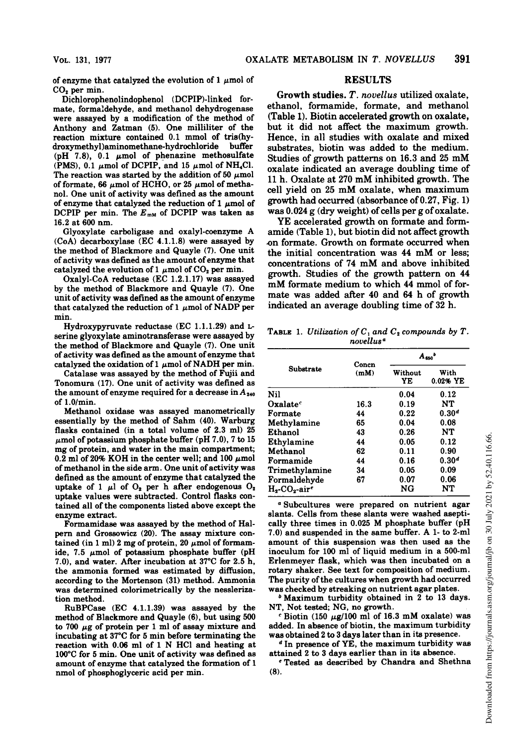of enzyme that catalyzed the evolution of 1 μmol of $CO_2$ per min.

Dichlorophenolindophenol (DCPIP)-linked formate, formaldehyde, and methanol dehydrogenase were assayed by a modification of the method of Anthony and Zatman (5). One milliliter of the reaction mixture contained 0.1 mmol of tris(hydroxymethyl)aminomethane-hydrochloride buffer (pH 7.8), 0.1 μmol of phenazine methosulfate (PMS), 0.1 μmol of DCPIP, and 15 μmol of $NH_4Cl$. The reaction was started by the addition of 50 μmol of formate, 66 μmol of HCHO, or 25 μmol of methanol. One unit of activity was defined as the amount of enzyme that catalyzed the reduction of 1 μmol of DCPIP per min. The $E_{mM}$ of DCPIP was taken as 16.2 at 600 nm.

Glyoxylate carboligase and oxalyl-coenzyme A (CoA) decarboxylase (EC 4.1.1.8) were assayed by the method of Blackmore and Quayle (7). One unit of activity was defined as the amount of enzyme that catalyzed the evolution of 1 μmol of $CO_2$ per min.

Oxalyl-CoA reductase (EC 1.2.1.17) was assayed by the method of Blackmore and Quayle (7). One unit of activity was defined as the amount of enzyme that catalyzed the reduction of 1 μmol of NADP per min.

Hydroxypyruvate reductase (EC 1.1.1.29) and L-serine glyoxylate aminotransferase were assayed by the method of Blackmore and Quayle (7). One unit of activity was defined as the amount of enzyme that catalyzed the oxidation of 1 μmol of NADH per min.

Catalase was assayed by the method of Fujii and Tonomura (17). One unit of activity was defined as the amount of enzyme required for a decrease in $A_{240}$ of 1.0/min.

Methanol oxidase was assayed manometrically essentially by the method of Sahm (40). Warburg flasks contained (in a total volume of 2.3 ml) 25 μmol of potassium phosphate buffer (pH 7.0), 7 to 15 mg of protein, and water in the main compartment; 0.2 ml of 20% KOH in the center well; and 100 μmol of methanol in the side arm. One unit of activity was defined as the amount of enzyme that catalyzed the uptake of 1 μl of $O_2$ per h after endogenous $O_2$ uptake values were subtracted. Control flasks contained all of the components listed above except the enzyme extract.

Formamidase was assayed by the method of Halpern and Grossowicz (20). The assay mixture contained (in 1 ml) 2 mg of protein, 20 μmol of formamide, 7.5 μmol of potassium phosphate buffer (pH 7.0), and water. After incubation at 37°C for 2.5 h, the ammonia formed was estimated by diffusion, according to the Mortenson (31) method. Ammonia was determined colorimetrically by the nesslerization method.

RuBPCase (EC 4.1.1.39) was assayed by the method of Blackmore and Quayle (6), but using 500 to 700 μg of protein per 1 ml of assay mixture and incubating at 37°C for 5 min before terminating the reaction with 0.06 ml of 1 N HCl and heating at 100°C for 5 min. One unit of activity was defined as amount of enzyme that catalyzed the formation of 1 nmol of phosphoglyceric acid per min.

## RESULTS

**Growth studies.** *T. novellus* utilized oxalate, ethanol, formamide, formate, and methanol (Table 1). Biotin accelerated growth on oxalate, but it did not affect the maximum growth. Hence, in all studies with oxalate and mixed substrates, biotin was added to the medium. Studies of growth patterns on 16.3 and 25 mM oxalate indicated an average doubling time of 11 h. Oxalate at 270 mM inhibited growth. The cell yield on 25 mM oxalate, when maximum growth had occurred (absorbance of 0.27, Fig. 1) was 0.024 g (dry weight) of cells per g of oxalate.

YE accelerated growth on formate and formamide (Table 1), but biotin did not affect growth on formate. Growth on formate occurred when the initial concentration was 44 mM or less; concentrations of 74 mM and above inhibited growth. Studies of the growth pattern on 44 mM formate medium to which 44 mmol of formate was added after 40 and 64 h of growth indicated an average doubling time of 32 h.

TABLE 1. *Utilization of* $C_1$ *and* $C_2$ *compounds by T. novellus*[a]

| Substrate | Concn (mM) | $A_{650}$[b] | |
|---|---|---|---|
| | | Without YE | With 0.02% YE |
| Nil | | 0.04 | 0.12 |
| Oxalate[c] | 16.3 | 0.19 | NT |
| Formate | 44 | 0.22 | 0.30[d] |
| Methylamine | 65 | 0.04 | 0.08 |
| Ethanol | 43 | 0.26 | NT |
| Ethylamine | 44 | 0.05 | 0.12 |
| Methanol | 62 | 0.11 | 0.90 |
| Formamide | 44 | 0.16 | 0.30[d] |
| Trimethylamine | 34 | 0.05 | 0.09 |
| Formaldehyde | 67 | 0.07 | 0.06 |
| $H_2$-$CO_2$-air[e] | | NG | NT |

[a] Subcultures were prepared on nutrient agar slants. Cells from these slants were washed aseptically three times in 0.025 M phosphate buffer (pH 7.0) and suspended in the same buffer. A 1- to 2-ml amount of this suspension was then used as the inoculum for 100 ml of liquid medium in a 500-ml Erlenmeyer flask, which was then incubated on a rotary shaker. See text for composition of medium. The purity of the cultures when growth had occurred was checked by streaking on nutrient agar plates.

[b] Maximum turbidity obtained in 2 to 13 days. NT, Not tested; NG, no growth.

[c] Biotin (150 μg/100 ml of 16.3 mM oxalate) was added. In absence of biotin, the maximum turbidity was obtained 2 to 3 days later than in its presence.

[d] In presence of YE, the maximum turbidity was attained 2 to 3 days earlier than in its absence.

[e] Tested as described by Chandra and Shethna (8).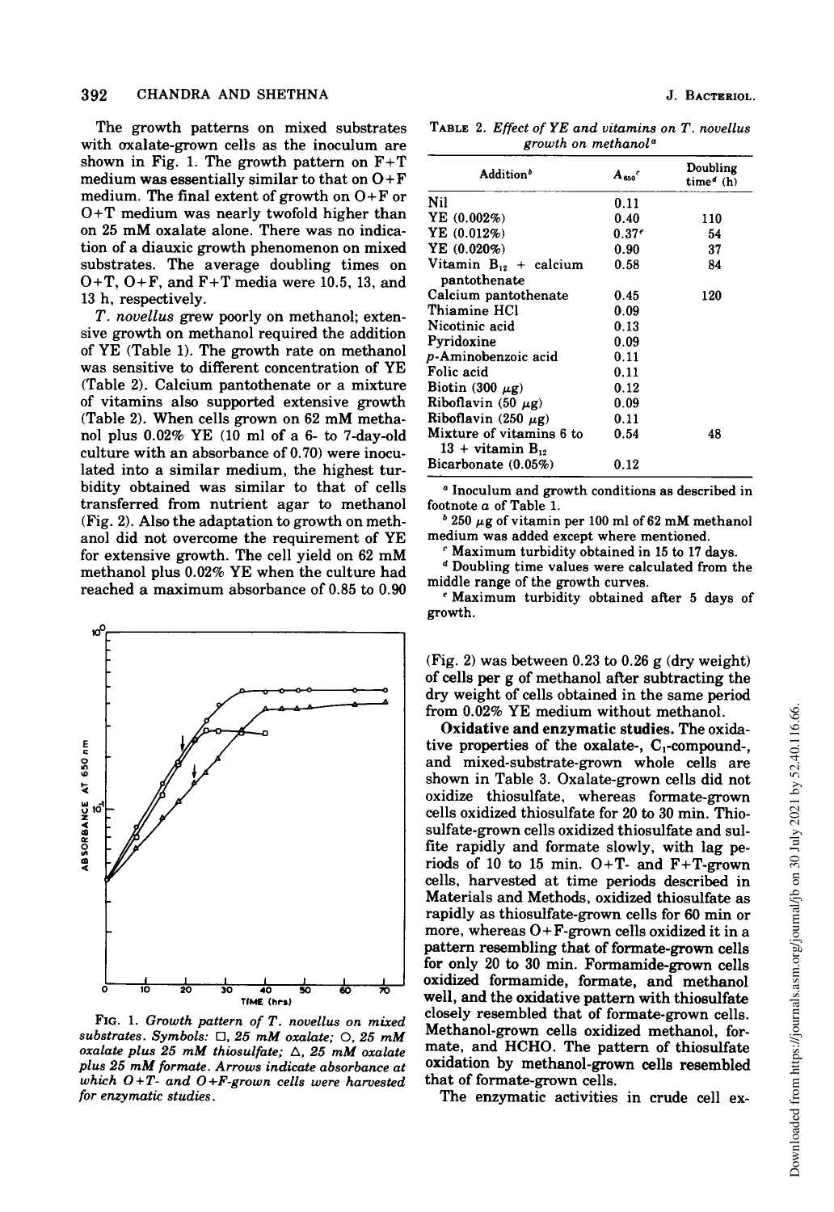The growth patterns on mixed substrates with oxalate-grown cells as the inoculum are shown in Fig. 1. The growth pattern on F+T medium was essentially similar to that on O+F medium. The final extent of growth on O+F or O+T medium was nearly twofold higher than on 25 mM oxalate alone. There was no indication of a diauxic growth phenomenon on mixed substrates. The average doubling times on O+T, O+F, and F+T media were 10.5, 13, and 13 h, respectively.

*T. novellus* grew poorly on methanol; extensive growth on methanol required the addition of YE (Table 1). The growth rate on methanol was sensitive to different concentration of YE (Table 2). Calcium pantothenate or a mixture of vitamins also supported extensive growth (Table 2). When cells grown on 62 mM methanol plus 0.02% YE (10 ml of a 6- to 7-day-old culture with an absorbance of 0.70) were inoculated into a similar medium, the highest turbidity obtained was similar to that of cells transferred from nutrient agar to methanol (Fig. 2). Also the adaptation to growth on methanol did not overcome the requirement of YE for extensive growth. The cell yield on 62 mM methanol plus 0.02% YE when the culture had reached a maximum absorbance of 0.85 to 0.90 (Fig. 2) was between 0.23 to 0.26 g (dry weight) of cells per g of methanol after subtracting the dry weight of cells obtained in the same period from 0.02% YE medium without methanol.

FIG. 1. *Growth pattern of T. novellus on mixed substrates. Symbols: □, 25 mM oxalate; ○, 25 mM oxalate plus 25 mM thiosulfate; △, 25 mM oxalate plus 25 mM formate. Arrows indicate absorbance at which O+T- and O+F-grown cells were harvested for enzymatic studies.*

TABLE 2. *Effect of YE and vitamins on T. novellus growth on methanol*[a]

| Addition[b] | $A_{650}$[c] | Doubling time[d] (h) |
|---|---|---|
| Nil | 0.11 | |
| YE (0.002%) | 0.40 | 110 |
| YE (0.012%) | 0.37[e] | 54 |
| YE (0.020%) | 0.90 | 37 |
| Vitamin $B_{12}$ + calcium pantothenate | 0.58 | 84 |
| Calcium pantothenate | 0.45 | 120 |
| Thiamine HCl | 0.09 | |
| Nicotinic acid | 0.13 | |
| Pyridoxine | 0.09 | |
| *p*-Aminobenzoic acid | 0.11 | |
| Folic acid | 0.11 | |
| Biotin (300 μg) | 0.12 | |
| Riboflavin (50 μg) | 0.09 | |
| Riboflavin (250 μg) | 0.11 | |
| Mixture of vitamins 6 to 13 + vitamin $B_{12}$ | 0.54 | 48 |
| Bicarbonate (0.05%) | 0.12 | |

[a] Inoculum and growth conditions as described in footnote *a* of Table 1.

[b] 250 μg of vitamin per 100 ml of 62 mM methanol medium was added except where mentioned.

[c] Maximum turbidity obtained in 15 to 17 days.

[d] Doubling time values were calculated from the middle range of the growth curves.

[e] Maximum turbidity obtained after 5 days of growth.

**Oxidative and enzymatic studies.** The oxidative properties of the oxalate-, $C_1$-compound-, and mixed-substrate-grown whole cells are shown in Table 3. Oxalate-grown cells did not oxidize thiosulfate, whereas formate-grown cells oxidized thiosulfate for 20 to 30 min. Thiosulfate-grown cells oxidized thiosulfate and sulfite rapidly and formate slowly, with lag periods of 10 to 15 min. O+T- and F+T-grown cells, harvested at time periods described in Materials and Methods, oxidized thiosulfate as rapidly as thiosulfate-grown cells for 60 min or more, whereas O+F-grown cells oxidized it in a pattern resembling that of formate-grown cells for only 20 to 30 min. Formamide-grown cells oxidized formamide, formate, and methanol well, and the oxidative pattern with thiosulfate closely resembled that of formate-grown cells. Methanol-grown cells oxidized methanol, formate, and HCHO. The pattern of thiosulfate oxidation by methanol-grown cells resembled that of formate-grown cells.

The enzymatic activities in crude cell ex-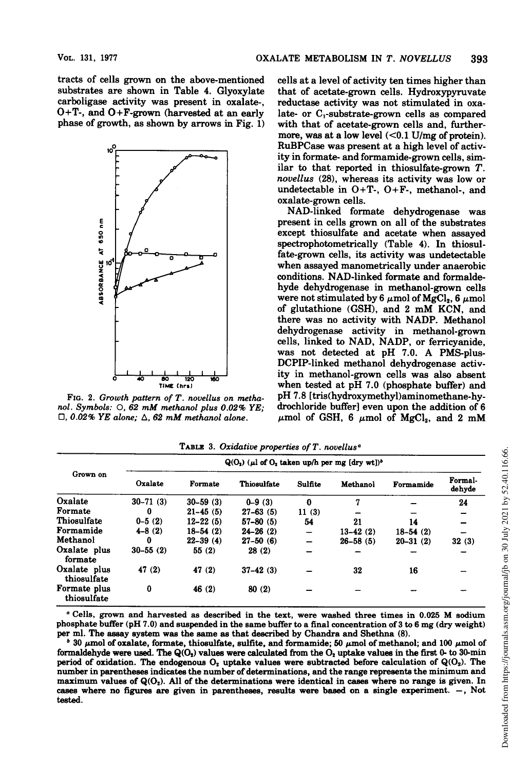tracts of cells grown on the above-mentioned substrates are shown in Table 4. Glyoxylate carboligase activity was present in oxalate-, O+T-, and O+F-grown (harvested at an early phase of growth, as shown by arrows in Fig. 1) cells at a level of activity ten times higher than that of acetate-grown cells. Hydroxypyruvate reductase activity was not stimulated in oxalate- or $C_1$-substrate-grown cells as compared with that of acetate-grown cells and, furthermore, was at a low level (<0.1 U/mg of protein). RuBPCase was present at a high level of activity in formate- and formamide-grown cells, similar to that reported in thiosulfate-grown *T. novellus* (28), whereas its activity was low or undetectable in O+T-, O+F-, methanol-, and oxalate-grown cells.

FIG. 2. *Growth pattern of T. novellus on methanol. Symbols:* ○, *62 mM methanol plus 0.02% YE;* □, *0.02% YE alone;* △, *62 mM methanol alone.*

NAD-linked formate dehydrogenase was present in cells grown on all of the substrates except thiosulfate and acetate when assayed spectrophotometrically (Table 4). In thiosulfate-grown cells, its activity was undetectable when assayed manometrically under anaerobic conditions. NAD-linked formate and formaldehyde dehydrogenase in methanol-grown cells were not stimulated by 6 $\mu$mol of $MgCl_2$, 6 $\mu$mol of glutathione (GSH), and 2 mM KCN, and there was no activity with NADP. Methanol dehydrogenase activity in methanol-grown cells, linked to NAD, NADP, or ferricyanide, was not detected at pH 7.0. A PMS-plus-DCPIP-linked methanol dehydrogenase activity in methanol-grown cells was also absent when tested at pH 7.0 (phosphate buffer) and pH 7.8 [tris(hydroxymethyl)aminomethane-hydrochloride buffer] even upon the addition of 6 $\mu$mol of GSH, 6 $\mu$mol of $MgCl_2$, and 2 mM

TABLE 3. *Oxidative properties of T. novellus*[a]

| Grown on | $Q(O_2)$ ($\mu$l of $O_2$ taken up/h per mg [dry wt])[b] | | | | | | |
|---|---|---|---|---|---|---|---|
| | Oxalate | Formate | Thiosulfate | Sulfite | Methanol | Formamide | Formaldehyde |
| Oxalate | 30–71 (3) | 30–59 (3) | 0–9 (3) | 0 | 7 | – | 24 |
| Formate | 0 | 21–45 (5) | 27–63 (5) | 11 (3) | – | – | – |
| Thiosulfate | 0–5 (2) | 12–22 (5) | 57–80 (5) | 54 | 21 | 14 | – |
| Formamide | 4–8 (2) | 18–54 (2) | 24–26 (2) | – | 13–42 (2) | 18–54 (2) | – |
| Methanol | 0 | 22–39 (4) | 27–50 (6) | – | 26–58 (5) | 20–31 (2) | 32 (3) |
| Oxalate plus formate | 30–55 (2) | 55 (2) | 28 (2) | – | – | – | – |
| Oxalate plus thiosulfate | 47 (2) | 47 (2) | 37–42 (3) | – | 32 | 16 | – |
| Formate plus thiosulfate | 0 | 46 (2) | 80 (2) | – | – | – | – |

[a] Cells, grown and harvested as described in the text, were washed three times in 0.025 M sodium phosphate buffer (pH 7.0) and suspended in the same buffer to a final concentration of 3 to 6 mg (dry weight) per ml. The assay system was the same as that described by Chandra and Shethna (8).

[b] 30 $\mu$mol of oxalate, formate, thiosulfate, sulfite, and formamide; 50 $\mu$mol of methanol; and 100 $\mu$mol of formaldehyde were used. The $Q(O_2)$ values were calculated from the $O_2$ uptake values in the first 0- to 30-min period of oxidation. The endogenous $O_2$ uptake values were subtracted before calculation of $Q(O_2)$. The number in parentheses indicates the number of determinations, and the range represents the minimum and maximum values of $Q(O_2)$. All of the determinations were identical in cases where no range is given. In cases where no figures are given in parentheses, results were based on a single experiment. –, Not tested.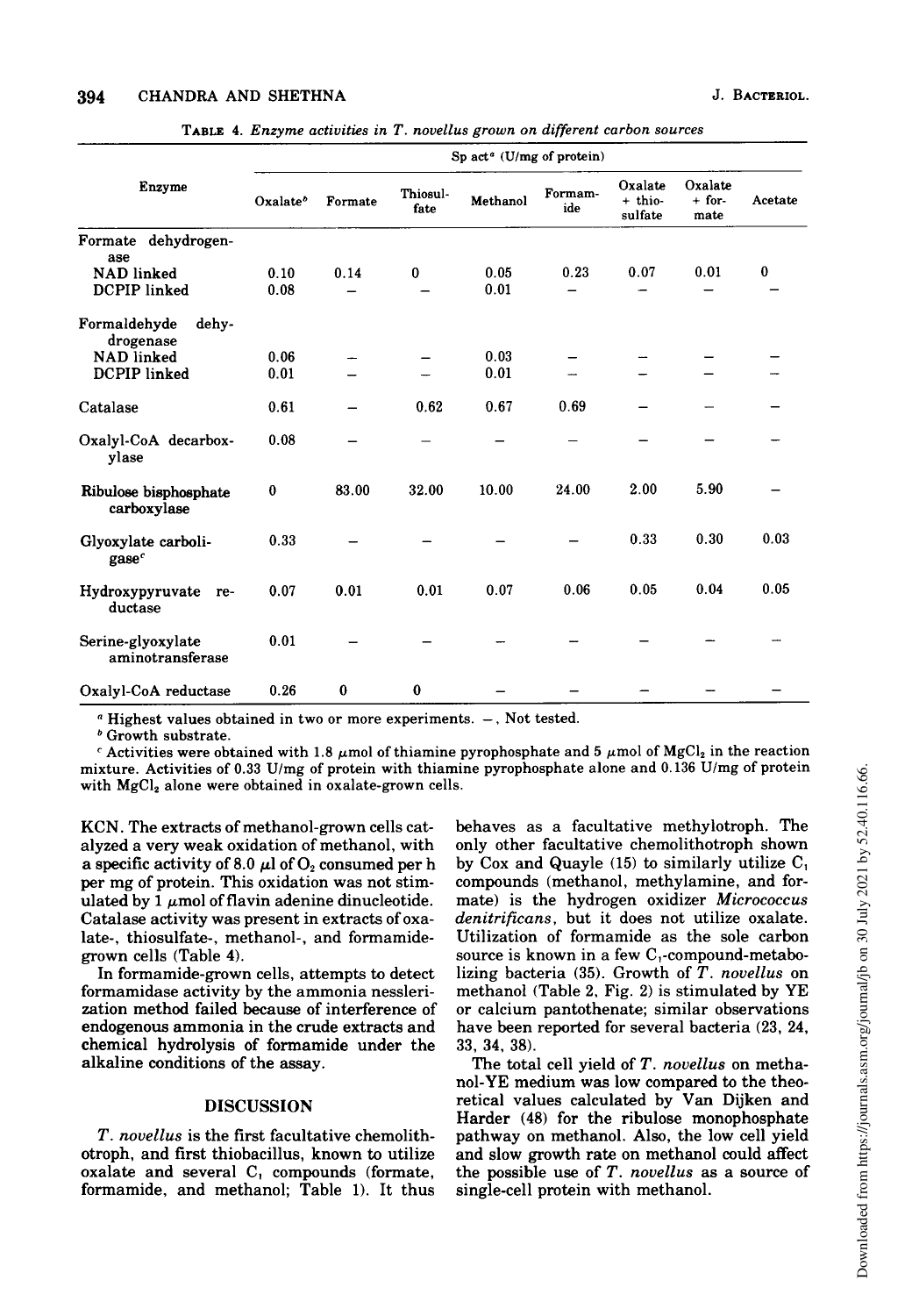TABLE 4. *Enzyme activities in T. novellus grown on different carbon sources*

| Enzyme | Sp act[a] (U/mg of protein) | | | | | | | |
|---|---|---|---|---|---|---|---|---|
| | Oxalate[b] | Formate | Thiosulfate | Methanol | Formamide | Oxalate + thiosulfate | Oxalate + formate | Acetate |
| Formate dehydrogenase | | | | | | | | |
| NAD linked | 0.10 | 0.14 | 0 | 0.05 | 0.23 | 0.07 | 0.01 | 0 |
| DCPIP linked | 0.08 | – | – | 0.01 | – | – | – | – |
| Formaldehyde dehydrogenase | | | | | | | | |
| NAD linked | 0.06 | – | – | 0.03 | – | – | – | – |
| DCPIP linked | 0.01 | – | – | 0.01 | – | – | – | – |
| Catalase | 0.61 | – | 0.62 | 0.67 | 0.69 | – | – | – |
| Oxalyl-CoA decarboxylase | 0.08 | – | – | – | – | – | – | – |
| Ribulose bisphosphate carboxylase | 0 | 83.00 | 32.00 | 10.00 | 24.00 | 2.00 | 5.90 | – |
| Glyoxylate carboligase[c] | 0.33 | – | – | – | – | 0.33 | 0.30 | 0.03 |
| Hydroxypyruvate reductase | 0.07 | 0.01 | 0.01 | 0.07 | 0.06 | 0.05 | 0.04 | 0.05 |
| Serine-glyoxylate aminotransferase | 0.01 | – | – | – | – | – | – | – |
| Oxalyl-CoA reductase | 0.26 | 0 | 0 | – | – | – | – | – |

[a] Highest values obtained in two or more experiments. –, Not tested.

[b] Growth substrate.

[c] Activities were obtained with 1.8 μmol of thiamine pyrophosphate and 5 μmol of $MgCl_2$ in the reaction mixture. Activities of 0.33 U/mg of protein with thiamine pyrophosphate alone and 0.136 U/mg of protein with $MgCl_2$ alone were obtained in oxalate-grown cells.

KCN. The extracts of methanol-grown cells catalyzed a very weak oxidation of methanol, with a specific activity of 8.0 μl of $O_2$ consumed per h per mg of protein. This oxidation was not stimulated by 1 μmol of flavin adenine dinucleotide. Catalase activity was present in extracts of oxalate-, thiosulfate-, methanol-, and formamide-grown cells (Table 4).

In formamide-grown cells, attempts to detect formamidase activity by the ammonia nesslerization method failed because of interference of endogenous ammonia in the crude extracts and chemical hydrolysis of formamide under the alkaline conditions of the assay.

## DISCUSSION

*T. novellus* is the first facultative chemolithotroph, and first thiobacillus, known to utilize oxalate and several $C_1$ compounds (formate, formamide, and methanol; Table 1). It thus behaves as a facultative methylotroph. The only other facultative chemolithotroph shown by Cox and Quayle (15) to similarly utilize $C_1$ compounds (methanol, methylamine, and formate) is the hydrogen oxidizer *Micrococcus denitrificans*, but it does not utilize oxalate. Utilization of formamide as the sole carbon source is known in a few $C_1$-compound-metabolizing bacteria (35). Growth of *T. novellus* on methanol (Table 2, Fig. 2) is stimulated by YE or calcium pantothenate; similar observations have been reported for several bacteria (23, 24, 33, 34, 38).

The total cell yield of *T. novellus* on methanol-YE medium was low compared to the theoretical values calculated by Van Dijken and Harder (48) for the ribulose monophosphate pathway on methanol. Also, the low cell yield and slow growth rate on methanol could affect the possible use of *T. novellus* as a source of single-cell protein with methanol.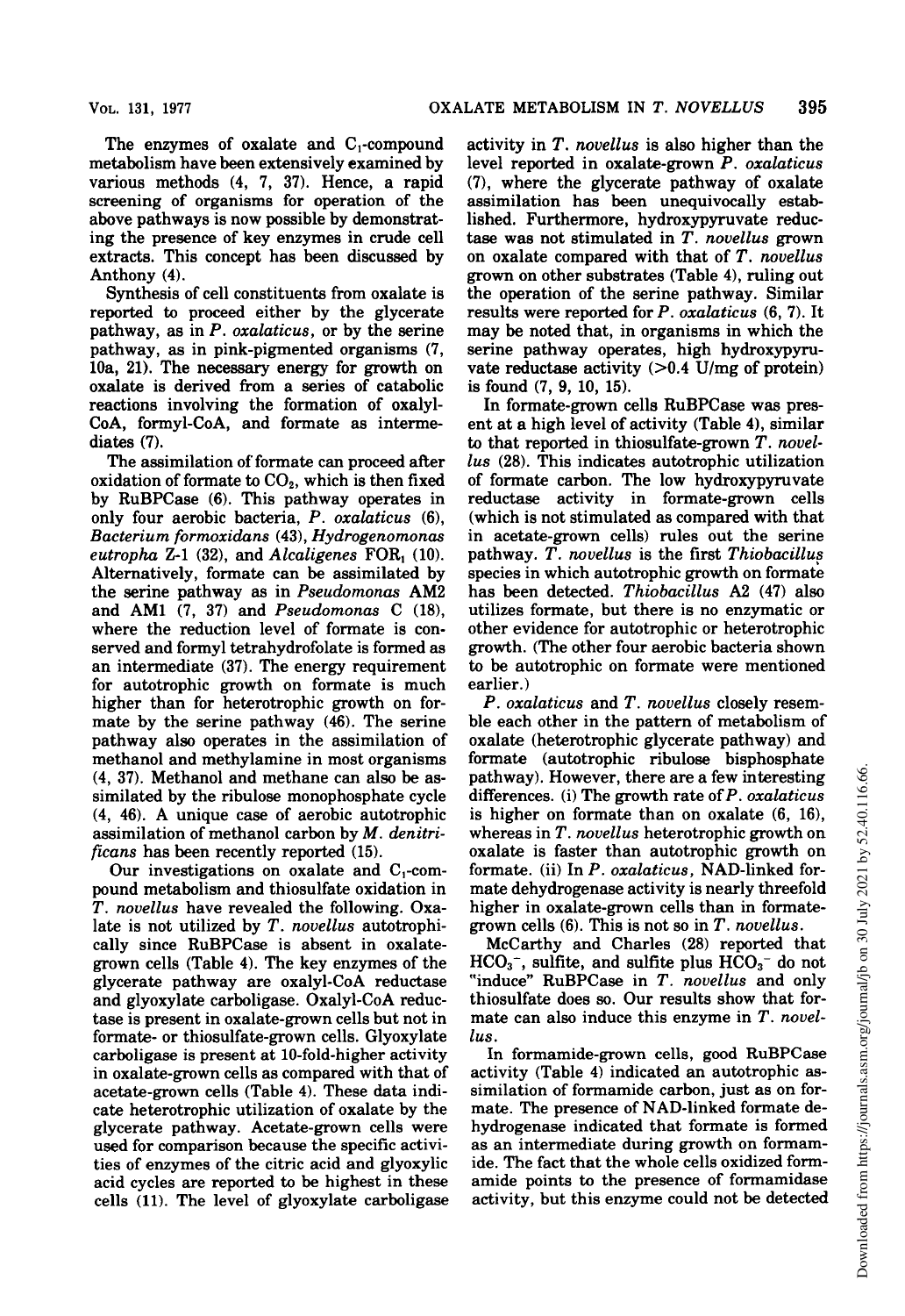The enzymes of oxalate and $C_1$-compound metabolism have been extensively examined by various methods (4, 7, 37). Hence, a rapid screening of organisms for operation of the above pathways is now possible by demonstrating the presence of key enzymes in crude cell extracts. This concept has been discussed by Anthony (4).

Synthesis of cell constituents from oxalate is reported to proceed either by the glycerate pathway, as in *P. oxalaticus*, or by the serine pathway, as in pink-pigmented organisms (7, 10a, 21). The necessary energy for growth on oxalate is derived from a series of catabolic reactions involving the formation of oxalyl-CoA, formyl-CoA, and formate as intermediates (7).

The assimilation of formate can proceed after oxidation of formate to $CO_2$, which is then fixed by RuBPCase (6). This pathway operates in only four aerobic bacteria, *P. oxalaticus* (6), *Bacterium formoxidans* (43), *Hydrogenomonas eutropha* Z-1 (32), and *Alcaligenes* $FOR_1$ (10). Alternatively, formate can be assimilated by the serine pathway as in *Pseudomonas* AM2 and AM1 (7, 37) and *Pseudomonas* C (18), where the reduction level of formate is conserved and formyl tetrahydrofolate is formed as an intermediate (37). The energy requirement for autotrophic growth on formate is much higher than for heterotrophic growth on formate by the serine pathway (46). The serine pathway also operates in the assimilation of methanol and methylamine in most organisms (4, 37). Methanol and methane can also be assimilated by the ribulose monophosphate cycle (4, 46). A unique case of aerobic autotrophic assimilation of methanol carbon by *M. denitrificans* has been recently reported (15).

Our investigations on oxalate and $C_1$-compound metabolism and thiosulfate oxidation in *T. novellus* have revealed the following. Oxalate is not utilized by *T. novellus* autotrophically since RuBPCase is absent in oxalate-grown cells (Table 4). The key enzymes of the glycerate pathway are oxalyl-CoA reductase and glyoxylate carboligase. Oxalyl-CoA reductase is present in oxalate-grown cells but not in formate- or thiosulfate-grown cells. Glyoxylate carboligase is present at 10-fold-higher activity in oxalate-grown cells as compared with that of acetate-grown cells (Table 4). These data indicate heterotrophic utilization of oxalate by the glycerate pathway. Acetate-grown cells were used for comparison because the specific activities of enzymes of the citric acid and glyoxylic acid cycles are reported to be highest in these cells (11). The level of glyoxylate carboligase activity in *T. novellus* is also higher than the level reported in oxalate-grown *P. oxalaticus* (7), where the glycerate pathway of oxalate assimilation has been unequivocally established. Furthermore, hydroxypyruvate reductase was not stimulated in *T. novellus* grown on oxalate compared with that of *T. novellus* grown on other substrates (Table 4), ruling out the operation of the serine pathway. Similar results were reported for *P. oxalaticus* (6, 7). It may be noted that, in organisms in which the serine pathway operates, high hydroxypyruvate reductase activity (>0.4 U/mg of protein) is found (7, 9, 10, 15).

In formate-grown cells RuBPCase was present at a high level of activity (Table 4), similar to that reported in thiosulfate-grown *T. novellus* (28). This indicates autotrophic utilization of formate carbon. The low hydroxypyruvate reductase activity in formate-grown cells (which is not stimulated as compared with that in acetate-grown cells) rules out the serine pathway. *T. novellus* is the first *Thiobacillus* species in which autotrophic growth on formate has been detected. *Thiobacillus* A2 (47) also utilizes formate, but there is no enzymatic or other evidence for autotrophic or heterotrophic growth. (The other four aerobic bacteria shown to be autotrophic on formate were mentioned earlier.)

*P. oxalaticus* and *T. novellus* closely resemble each other in the pattern of metabolism of oxalate (heterotrophic glycerate pathway) and formate (autotrophic ribulose bisphosphate pathway). However, there are a few interesting differences. (i) The growth rate of *P. oxalaticus* is higher on formate than on oxalate (6, 16), whereas in *T. novellus* heterotrophic growth on oxalate is faster than autotrophic growth on formate. (ii) In *P. oxalaticus*, NAD-linked formate dehydrogenase activity is nearly threefold higher in oxalate-grown cells than in formate-grown cells (6). This is not so in *T. novellus*.

McCarthy and Charles (28) reported that $HCO_3^-$, sulfite, and sulfite plus $HCO_3^-$ do not "induce" RuBPCase in *T. novellus* and only thiosulfate does so. Our results show that formate can also induce this enzyme in *T. novellus*.

In formamide-grown cells, good RuBPCase activity (Table 4) indicated an autotrophic assimilation of formamide carbon, just as on formate. The presence of NAD-linked formate dehydrogenase indicated that formate is formed as an intermediate during growth on formamide. The fact that the whole cells oxidized formamide points to the presence of formamidase activity, but this enzyme could not be detected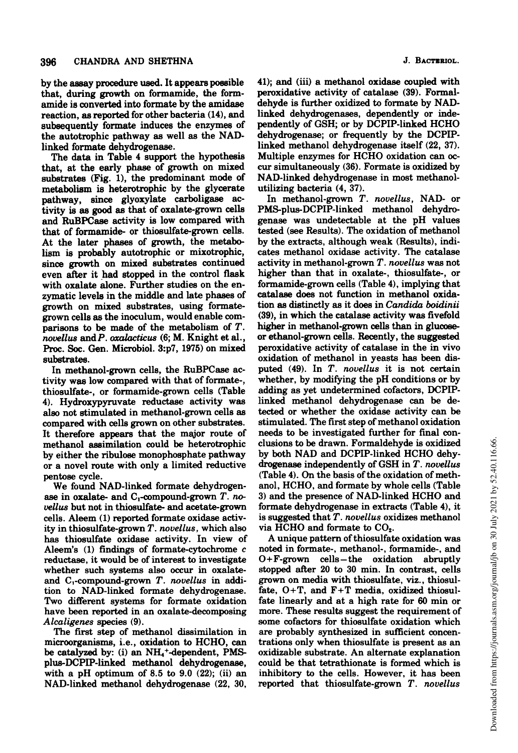by the assay procedure used. It appears possible that, during growth on formamide, the formamide is converted into formate by the amidase reaction, as reported for other bacteria (14), and subsequently formate induces the enzymes of the autotrophic pathway as well as the NAD-linked formate dehydrogenase.

The data in Table 4 support the hypothesis that, at the early phase of growth on mixed substrates (Fig. 1), the predominant mode of metabolism is heterotrophic by the glycerate pathway, since glyoxylate carboligase activity is as good as that of oxalate-grown cells and RuBPCase activity is low compared with that of formamide- or thiosulfate-grown cells. At the later phases of growth, the metabolism is probably autotrophic or mixotrophic, since growth on mixed substrates continued even after it had stopped in the control flask with oxalate alone. Further studies on the enzymatic levels in the middle and late phases of growth on mixed substrates, using formate-grown cells as the inoculum, would enable comparisons to be made of the metabolism of *T. novellus* and *P. oxalacticus* (6; M. Knight et al., Proc. Soc. Gen. Microbiol. 3:p7, 1975) on mixed substrates.

In methanol-grown cells, the RuBPCase activity was low compared with that of formate-, thiosulfate-, or formamide-grown cells (Table 4). Hydroxypyruvate reductase activity was also not stimulated in methanol-grown cells as compared with cells grown on other substrates. It therefore appears that the major route of methanol assimilation could be heterotrophic by either the ribulose monophosphate pathway or a novel route with only a limited reductive pentose cycle.

We found NAD-linked formate dehydrogenase in oxalate- and $C_1$-compound-grown *T. novellus* but not in thiosulfate- and acetate-grown cells. Aleem (1) reported formate oxidase activity in thiosulfate-grown *T. novellus*, which also has thiosulfate oxidase activity. In view of Aleem's (1) findings of formate-cytochrome *c* reductase, it would be of interest to investigate whether such systems also occur in oxalate- and $C_1$-compound-grown *T. novellus* in addition to NAD-linked formate dehydrogenase. Two different systems for formate oxidation have been reported in an oxalate-decomposing *Alcaligenes* species (9).

The first step of methanol dissimilation in microorganisms, i.e., oxidation to HCHO, can be catalyzed by: (i) an $NH_4^+$-dependent, PMS-plus-DCPIP-linked methanol dehydrogenase, with a pH optimum of 8.5 to 9.0 (22); (ii) an NAD-linked methanol dehydrogenase (22, 30, 41); and (iii) a methanol oxidase coupled with peroxidative activity of catalase (39). Formaldehyde is further oxidized to formate by NAD-linked dehydrogenases, dependently or independently of GSH; or by DCPIP-linked HCHO dehydrogenase; or frequently by the DCPIP-linked methanol dehydrogenase itself (22, 37). Multiple enzymes for HCHO oxidation can occur simultaneously (36). Formate is oxidized by NAD-linked dehydrogenase in most methanol-utilizing bacteria (4, 37).

In methanol-grown *T. novellus*, NAD- or PMS-plus-DCPIP-linked methanol dehydrogenase was undetectable at the pH values tested (see Results). The oxidation of methanol by the extracts, although weak (Results), indicates methanol oxidase activity. The catalase activity in methanol-grown *T. novellus* was not higher than that in oxalate-, thiosulfate-, or formamide-grown cells (Table 4), implying that catalase does not function in methanol oxidation as distinctly as it does in *Candida boidinii* (39), in which the catalase activity was fivefold higher in methanol-grown cells than in glucose- or ethanol-grown cells. Recently, the suggested peroxidative activity of catalase in the in vivo oxidation of methanol in yeasts has been disputed (49). In *T. novellus* it is not certain whether, by modifying the pH conditions or by adding as yet undetermined cofactors, DCPIP-linked methanol dehydrogenase can be detected or whether the oxidase activity can be stimulated. The first step of methanol oxidation needs to be investigated further for final conclusions to be drawn. Formaldehyde is oxidized by both NAD and DCPIP-linked HCHO dehydrogenase independently of GSH in *T. novellus* (Table 4). On the basis of the oxidation of methanol, HCHO, and formate by whole cells (Table 3) and the presence of NAD-linked HCHO and formate dehydrogenase in extracts (Table 4), it is suggested that *T. novellus* oxidizes methanol via HCHO and formate to $CO_2$.

A unique pattern of thiosulfate oxidation was noted in formate-, methanol-, formamide-, and O+F-grown cells—the oxidation abruptly stopped after 20 to 30 min. In contrast, cells grown on media with thiosulfate, viz., thiosulfate, O+T, and F+T media, oxidized thiosulfate linearly and at a high rate for 60 min or more. These results suggest the requirement of some cofactors for thiosulfate oxidation which are probably synthesized in sufficient concentrations only when thiosulfate is present as an oxidizable substrate. An alternate explanation could be that tetrathionate is formed which is inhibitory to the cells. However, it has been reported that thiosulfate-grown *T. novellus*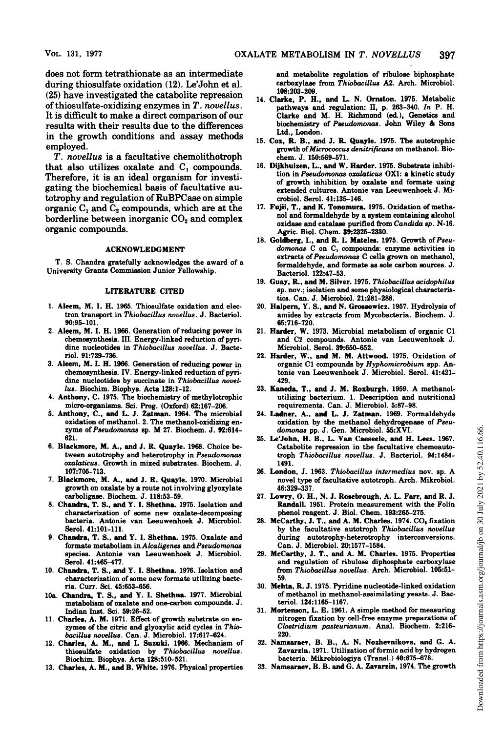does not form tetrathionate as an intermediate during thiosulfate oxidation (12). Le'John et al. (25) have investigated the catabolite repression of thiosulfate-oxidizing enzymes in *T. novellus*. It is difficult to make a direct comparison of our results with their results due to the differences in the growth conditions and assay methods employed.

*T. novellus* is a facultative chemolithotroph that also utilizes oxalate and $C_1$ compounds. Therefore, it is an ideal organism for investigating the biochemical basis of facultative autotrophy and regulation of RuBPCase on simple organic $C_1$ and $C_2$ compounds, which are at the borderline between inorganic $CO_2$ and complex organic compounds.

## ACKNOWLEDGMENT

T. S. Chandra gratefully acknowledges the award of a University Grants Commission Junior Fellowship.

## LITERATURE CITED

1. Aleem, M. I. H. 1965. Thiosulfate oxidation and electron transport in *Thiobacillus novellus*. J. Bacteriol. 90:95–101.
2. Aleem, M. I. H. 1966. Generation of reducing power in chemosynthesis. III. Energy-linked reduction of pyridine nucleotides in *Thiobacillus novellus*. J. Bacteriol. 91:729–736.
3. Aleem, M. I. H. 1966. Generation of reducing power in chemosynthesis. IV. Energy-linked reduction of pyridine nucleotides by succinate in *Thiobacillus novellus*. Biochim. Biophys. Acta 128:1–12.
4. Anthony, C. 1975. The biochemistry of methylotrophic micro-organisms. Sci. Prog. (Oxford) 62:167–206.
5. Anthony, C., and L. J. Zatman. 1964. The microbial oxidation of methanol. 2. The methanol-oxidizing enzyme of *Pseudomonas* sp. M 27. Biochem. J. 92:614–621.
6. Blackmore, M. A., and J. R. Quayle. 1968. Choice between autotrophy and heterotrophy in *Pseudomonas oxalaticus*. Growth in mixed substrates. Biochem. J. 107:705–713.
7. Blackmore, M. A., and J. R. Quayle. 1970. Microbial growth on oxalate by a route not involving glyoxylate carboligase. Biochem. J. 118:53–59.
8. Chandra, T. S., and Y. I. Shethna. 1975. Isolation and characterization of some new oxalate-decomposing bacteria. Antonie van Leeuwenhoek J. Microbiol. Serol. 41:101–111.
9. Chandra, T. S., and Y. I. Shethna. 1975. Oxalate and formate metabolism in *Alcaligenes* and *Pseudomonas* species. Antonie van Leeuwenhoek J. Microbiol. Serol. 41:465–477.
10. Chandra, T. S., and Y. I. Shethna. 1976. Isolation and characterization of some new formate utilizing bacteria. Curr. Sci. 45:653–656.

10a. Chandra, T. S., and Y. I. Shethna. 1977. Microbial metabolism of oxalate and one-carbon compounds. J. Indian Inst. Sci. 59:26–52.

11. Charles, A. M. 1971. Effect of growth substrate on enzymes of the citric and glyoxylic acid cycles in *Thiobacillus novellus*. Can. J. Microbiol. 17:617–624.
12. Charles, A. M., and I. Suzuki. 1966. Mechanism of thiosulfate oxidation by *Thiobacillus novellus*. Biochim. Biophys. Acta 128:510–521.
13. Charles, A. M., and B. White. 1976. Physical properties and metabolite regulation of ribulose biphosphate carboxylase from *Thiobacillus* A2. Arch. Microbiol. 108:203–209.
14. Clarke, P. H., and L. N. Ornston. 1975. Metabolic pathways and regulation: II, p. 263–340. *In* P. H. Clarke and M. H. Richmond (ed.), Genetics and biochemistry of *Pseudomonas*. John Wiley & Sons Ltd., London.
15. Cox, R. B., and J. R. Quayle. 1975. The autotrophic growth of *Micrococcus denitrificans* on methanol. Biochem. J. 150:569–571.
16. Dijkhuizen, L., and W. Harder. 1975. Substrate inhibition in *Pseudomonas oxalaticus* OX1: a kinetic study of growth inhibition by oxalate and formate using extended cultures. Antonie van Leeuwenhoek J. Microbiol. Serol. 41:135–146.
17. Fujii, T., and K. Tonomura. 1975. Oxidation of methanol and formaldehyde by a system containing alcohol oxidase and catalase purified from *Candida* sp. N-16. Agric. Biol. Chem. 39:2325–2330.
18. Goldberg, I., and R. I. Mateles. 1975. Growth of *Pseudomonas* C on $C_1$ compounds: enzyme activities in extracts of *Pseudomonas* C cells grown on methanol, formaldehyde, and formate as sole carbon sources. J. Bacteriol. 122:47–53.
19. Guay, R., and M. Silver. 1975. *Thiobacillus acidophilus* sp. nov.; isolation and some physiological characteristics. Can. J. Microbiol. 21:281–288.
20. Halpern, Y. S., and N. Grossowicz. 1957. Hydrolysis of amides by extracts from Mycobacteria. Biochem. J. 65:716–720.
21. Harder, W. 1973. Microbial metabolism of organic C1 and C2 compounds. Antonie van Leeuwenhoek J. Microbiol. Serol. 39:650–652.
22. Harder, W., and M. M. Attwood. 1975. Oxidation of organic C1 compounds by *Hyphomicrobium* spp. Antonie van Leeuwenhoek J. Microbiol. Serol. 41:421–429.
23. Kaneda, T., and J. M. Roxburgh. 1959. A methanol-utilizing bacterium. 1. Description and nutritional requirements. Can. J. Microbiol. 5:87–98.
24. Ladner, A., and L. J. Zatman. 1969. Formaldehyde oxidation by the methanol dehydrogenase of *Pseudomonas* pp. J. Gen. Microbiol. 55:XVI.
25. Le'John, H. B., L. Van Caeseele, and H. Lees. 1967. Catabolite repression in the facultative chemoautotroph *Thiobacillus novellus*. J. Bacteriol. 94:1484–1491.
26. London, J. 1963. *Thiobacillus intermedius* nov. sp. A novel type of facultative autotroph. Arch. Mikrobiol. 46:329–337.
27. Lowry, O. H., N. J. Rosebrough, A. L. Farr, and R. J. Randall. 1951. Protein measurement with the Folin phenol reagent. J. Biol. Chem. 193:265–275.
28. McCarthy, J. T., and A. M. Charles. 1974. $CO_2$ fixation by the facultative autotroph *Thiobacillus novellus* during autotrophy-heterotrophy interconversions. Can. J. Microbiol. 20:1577–1584.
29. McCarthy, J. T., and A. M. Charles. 1975. Properties and regulation of ribulose diphosphate carboxylase from *Thiobacillus novellus*. Arch. Microbiol. 105:51–59.
30. Mehta, R. J. 1975. Pyridine nucleotide-linked oxidation of methanol in methanol-assimilating yeasts. J. Bacteriol. 124:1165–1167.
31. Mortenson, L. E. 1961. A simple method for measuring nitrogen fixation by cell-free enzyme preparations of *Clostridium pasteurianum*. Anal. Biochem. 2:216–220.
32. Namsaraev, B. B., A. N. Nozhevnikova, and G. A. Zavarzin. 1971. Utilization of formic acid by hydrogen bacteria. Mikrobiologiya (Transl.) 40:675–678.
33. Namsaraev, B. B. and G. A. Zavarzin, 1974. The growth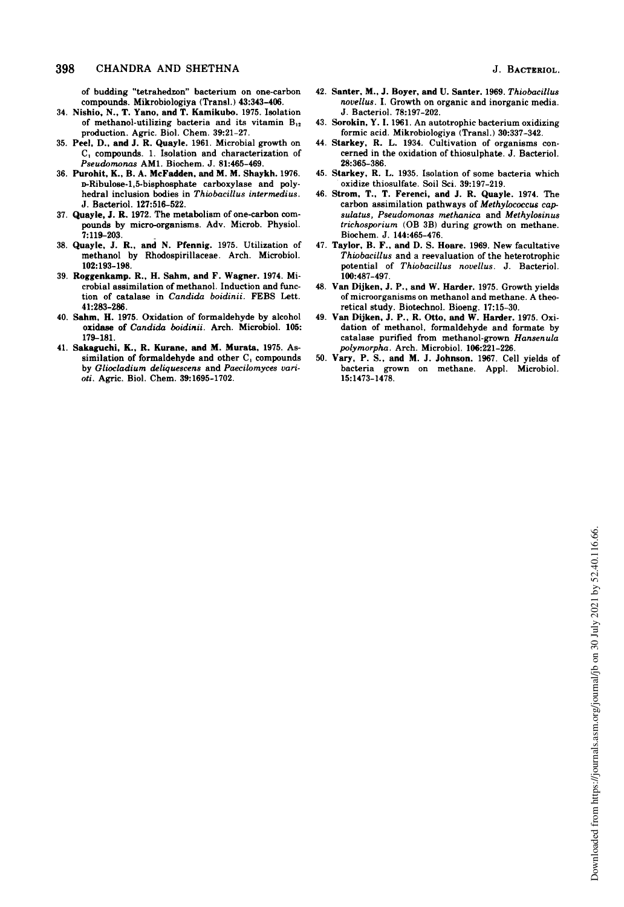of budding "tetrahedron" bacterium on one-carbon compounds. Mikrobiologiya (Transl.) **43**:343–406.

34. **Nishio, N., T. Yano, and T. Kamikubo.** 1975. Isolation of methanol-utilizing bacteria and its vitamin $B_{12}$ production. Agric. Biol. Chem. **39**:21–27.
35. **Peel, D., and J. R. Quayle.** 1961. Microbial growth on $C_1$ compounds. 1. Isolation and characterization of *Pseudomonas* AM1. Biochem. J. **81**:465–469.
36. **Purohit, K., B. A. McFadden, and M. M. Shaykh.** 1976. D-Ribulose-1,5-bisphosphate carboxylase and polyhedral inclusion bodies in *Thiobacillus intermedius*. J. Bacteriol. **127**:516–522.
37. **Quayle, J. R.** 1972. The metabolism of one-carbon compounds by micro-organisms. Adv. Microb. Physiol. **7**:119–203.
38. **Quayle, J. R., and N. Pfennig.** 1975. Utilization of methanol by Rhodospirillaceae. Arch. Microbiol. **102**:193–198.
39. **Roggenkamp, R., H. Sahm, and F. Wagner.** 1974. Microbial assimilation of methanol. Induction and function of catalase in *Candida boidinii*. FEBS Lett. **41**:283–286.
40. **Sahm, H.** 1975. Oxidation of formaldehyde by alcohol oxidase of *Candida boidinii*. Arch. Microbiol. **105**:179–181.
41. **Sakaguchi, K., R. Kurane, and M. Murata.** 1975. Assimilation of formaldehyde and other $C_1$ compounds by *Gliocladium deliquescens* and *Paecilomyces varioti*. Agric. Biol. Chem. **39**:1695–1702.
42. **Santer, M., J. Boyer, and U. Santer.** 1969. *Thiobacillus novellus*. I. Growth on organic and inorganic media. J. Bacteriol. **78**:197–202.
43. **Sorokin, Y. I.** 1961. An autotrophic bacterium oxidizing formic acid. Mikrobiologiya (Transl.) **30**:337–342.
44. **Starkey, R. L.** 1934. Cultivation of organisms concerned in the oxidation of thiosulphate. J. Bacteriol. **28**:365–386.
45. **Starkey, R. L.** 1935. Isolation of some bacteria which oxidize thiosulfate. Soil Sci. **39**:197–219.
46. **Strom, T., T. Ferenci, and J. R. Quayle.** 1974. The carbon assimilation pathways of *Methylococcus capsulatus*, *Pseudomonas methanica* and *Methylosinus trichosporium* (OB 3B) during growth on methane. Biochem. J. **144**:465–476.
47. **Taylor, B. F., and D. S. Hoare.** 1969. New facultative *Thiobacillus* and a reevaluation of the heterotrophic potential of *Thiobacillus novellus*. J. Bacteriol. **100**:487–497.
48. **Van Dijken, J. P., and W. Harder.** 1975. Growth yields of microorganisms on methanol and methane. A theoretical study. Biotechnol. Bioeng. **17**:15–30.
49. **Van Dijken, J. P., R. Otto, and W. Harder.** 1975. Oxidation of methanol, formaldehyde and formate by catalase purified from methanol-grown *Hansenula polymorpha*. Arch. Microbiol. **106**:221–226.
50. **Vary, P. S., and M. J. Johnson.** 1967. Cell yields of bacteria grown on methane. Appl. Microbiol. **15**:1473–1478.